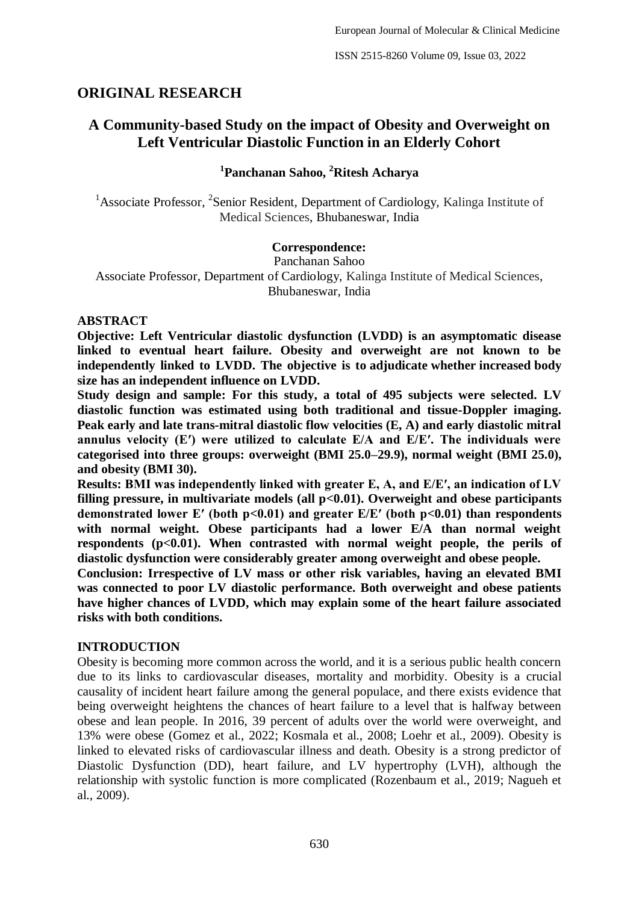## ORIGINAL RESEARCH

# A Community-based Study on the impact of Obesity and Overweight on Left Ventricular Diastolic Function in an Elderly Cohort

**[1]Panchanan Sahoo, [2]Ritesh Acharya**

[1]Associate Professor, [2]Senior Resident, Department of Cardiology, Kalinga Institute of Medical Sciences, Bhubaneswar, India

**Correspondence:**
Panchanan Sahoo
Associate Professor, Department of Cardiology, Kalinga Institute of Medical Sciences, Bhubaneswar, India

### ABSTRACT

**Objective: Left Ventricular diastolic dysfunction (LVDD) is an asymptomatic disease linked to eventual heart failure. Obesity and overweight are not known to be independently linked to LVDD. The objective is to adjudicate whether increased body size has an independent influence on LVDD.**

**Study design and sample: For this study, a total of 495 subjects were selected. LV diastolic function was estimated using both traditional and tissue-Doppler imaging. Peak early and late trans-mitral diastolic flow velocities (E, A) and early diastolic mitral annulus velocity (E′) were utilized to calculate E/A and E/E′. The individuals were categorised into three groups: overweight (BMI 25.0–29.9), normal weight (BMI 25.0), and obesity (BMI 30).**

**Results: BMI was independently linked with greater E, A, and E/E′, an indication of LV filling pressure, in multivariate models (all $p<0.01$). Overweight and obese participants demonstrated lower E′ (both $p<0.01$) and greater E/E′ (both $p<0.01$) than respondents with normal weight. Obese participants had a lower E/A than normal weight respondents ($p<0.01$). When contrasted with normal weight people, the perils of diastolic dysfunction were considerably greater among overweight and obese people.**

**Conclusion: Irrespective of LV mass or other risk variables, having an elevated BMI was connected to poor LV diastolic performance. Both overweight and obese patients have higher chances of LVDD, which may explain some of the heart failure associated risks with both conditions.**

### INTRODUCTION

Obesity is becoming more common across the world, and it is a serious public health concern due to its links to cardiovascular diseases, mortality and morbidity. Obesity is a crucial causality of incident heart failure among the general populace, and there exists evidence that being overweight heightens the chances of heart failure to a level that is halfway between obese and lean people. In 2016, 39 percent of adults over the world were overweight, and 13% were obese (Gomez et al., 2022; Kosmala et al., 2008; Loehr et al., 2009). Obesity is linked to elevated risks of cardiovascular illness and death. Obesity is a strong predictor of Diastolic Dysfunction (DD), heart failure, and LV hypertrophy (LVH), although the relationship with systolic function is more complicated (Rozenbaum et al., 2019; Nagueh et al., 2009).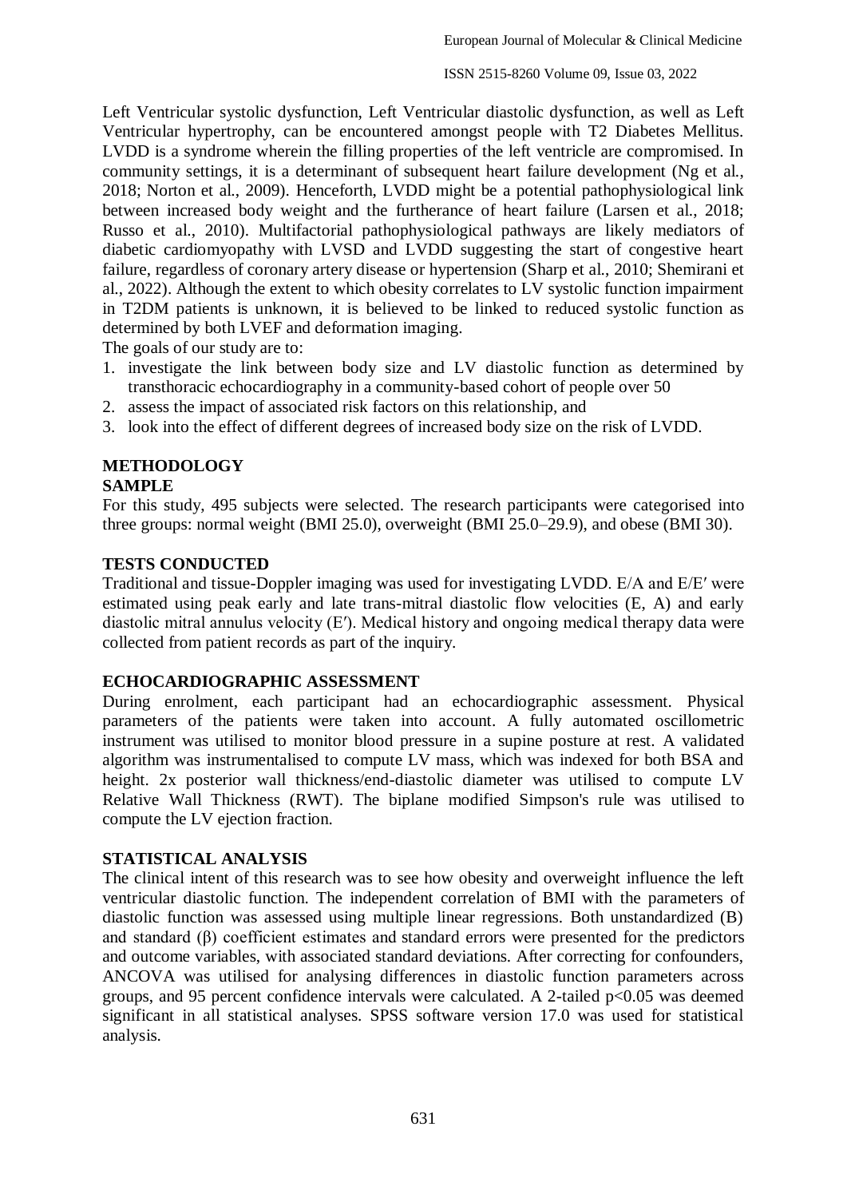Left Ventricular systolic dysfunction, Left Ventricular diastolic dysfunction, as well as Left Ventricular hypertrophy, can be encountered amongst people with T2 Diabetes Mellitus. LVDD is a syndrome wherein the filling properties of the left ventricle are compromised. In community settings, it is a determinant of subsequent heart failure development (Ng et al., 2018; Norton et al., 2009). Henceforth, LVDD might be a potential pathophysiological link between increased body weight and the furtherance of heart failure (Larsen et al., 2018; Russo et al., 2010). Multifactorial pathophysiological pathways are likely mediators of diabetic cardiomyopathy with LVSD and LVDD suggesting the start of congestive heart failure, regardless of coronary artery disease or hypertension (Sharp et al., 2010; Shemirani et al., 2022). Although the extent to which obesity correlates to LV systolic function impairment in T2DM patients is unknown, it is believed to be linked to reduced systolic function as determined by both LVEF and deformation imaging.

The goals of our study are to:

1. investigate the link between body size and LV diastolic function as determined by transthoracic echocardiography in a community-based cohort of people over 50
2. assess the impact of associated risk factors on this relationship, and
3. look into the effect of different degrees of increased body size on the risk of LVDD.

## METHODOLOGY

### SAMPLE

For this study, 495 subjects were selected. The research participants were categorised into three groups: normal weight (BMI 25.0), overweight (BMI 25.0–29.9), and obese (BMI 30).

### TESTS CONDUCTED

Traditional and tissue-Doppler imaging was used for investigating LVDD. E/A and E/E′ were estimated using peak early and late trans-mitral diastolic flow velocities (E, A) and early diastolic mitral annulus velocity (E′). Medical history and ongoing medical therapy data were collected from patient records as part of the inquiry.

### ECHOCARDIOGRAPHIC ASSESSMENT

During enrolment, each participant had an echocardiographic assessment. Physical parameters of the patients were taken into account. A fully automated oscillometric instrument was utilised to monitor blood pressure in a supine posture at rest. A validated algorithm was instrumentalised to compute LV mass, which was indexed for both BSA and height. 2x posterior wall thickness/end-diastolic diameter was utilised to compute LV Relative Wall Thickness (RWT). The biplane modified Simpson's rule was utilised to compute the LV ejection fraction.

### STATISTICAL ANALYSIS

The clinical intent of this research was to see how obesity and overweight influence the left ventricular diastolic function. The independent correlation of BMI with the parameters of diastolic function was assessed using multiple linear regressions. Both unstandardized (B) and standard (β) coefficient estimates and standard errors were presented for the predictors and outcome variables, with associated standard deviations. After correcting for confounders, ANCOVA was utilised for analysing differences in diastolic function parameters across groups, and 95 percent confidence intervals were calculated. A 2-tailed $p<0.05$ was deemed significant in all statistical analyses. SPSS software version 17.0 was used for statistical analysis.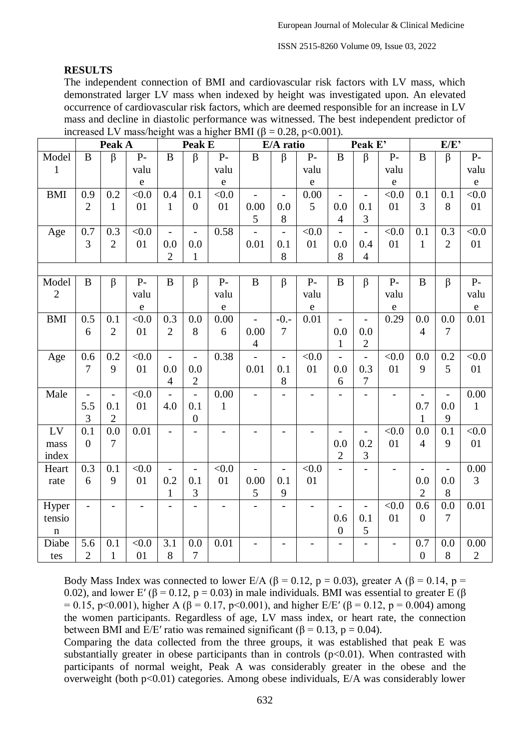**RESULTS**

The independent connection of BMI and cardiovascular risk factors with LV mass, which demonstrated larger LV mass when indexed by height was investigated upon. An elevated occurrence of cardiovascular risk factors, which are deemed responsible for an increase in LV mass and decline in diastolic performance was witnessed. The best independent predictor of increased LV mass/height was a higher BMI ($\beta = 0.28$, $p<0.001$).

| | Peak A | | | Peak E | | | E/A ratio | | | Peak E' | | | E/E' | | |
|---|---|---|---|---|---|---|---|---|---|---|---|---|---|---|---|
| Model 1 | B | β | P-value | B | β | P-value | B | β | P-value | B | β | P-value | B | β | P-value |
| BMI | 0.92 | 0.21 | <0.001 | 0.41 | 0.10 | <0.001 | -0.005 | -0.08 | 0.005 | -0.04 | -0.13 | <0.001 | 0.13 | 0.18 | <0.001 |
| Age | 0.73 | 0.32 | <0.001 | -0.02 | -0.01 | 0.58 | -0.01 | -0.18 | <0.001 | -0.08 | -0.44 | <0.001 | 0.11 | 0.32 | <0.001 |
| | | | | | | | | | | | | | | | |
| Model 2 | B | β | P-value | B | β | P-value | B | β | P-value | B | β | P-value | B | β | P-value |
| BMI | 0.56 | 0.12 | <0.001 | 0.32 | 0.08 | 0.006 | -0.004 | -0.-7 | 0.01 | -0.01 | -0.02 | 0.29 | 0.04 | 0.07 | 0.01 |
| Age | 0.67 | 0.29 | <0.001 | -0.04 | -0.02 | 0.38 | -0.01 | -0.18 | <0.001 | -0.06 | -0.37 | <0.001 | 0.09 | 0.25 | <0.001 |
| Male | -5.53 | -0.12 | <0.001 | -4.0 | -0.10 | 0.001 | - | - | - | - | - | - | -0.71 | -0.09 | 0.001 |
| LV mass index | 0.10 | 0.07 | 0.01 | - | - | - | - | - | - | -0.02 | -0.23 | <0.001 | 0.04 | 0.19 | <0.001 |
| Heart rate | 0.36 | 0.19 | <0.001 | -0.21 | -0.13 | <0.001 | -0.005 | -0.19 | <0.001 | - | - | - | -0.02 | -0.08 | 0.003 |
| Hypertension | - | - | - | - | - | - | - | - | - | -0.60 | -0.15 | <0.001 | 0.60 | 0.07 | 0.01 |
| Diabetes | 5.62 | 0.11 | <0.001 | 3.18 | 0.07 | 0.01 | - | - | - | - | - | - | 0.70 | 0.08 | 0.002 |

Body Mass Index was connected to lower E/A ($\beta = 0.12$, $p = 0.03$), greater A ($\beta = 0.14$, $p = 0.02$), and lower E′ ($\beta = 0.12$, $p = 0.03$) in male individuals. BMI was essential to greater E ($\beta = 0.15$, $p<0.001$), higher A ($\beta = 0.17$, $p<0.001$), and higher E/E′ ($\beta = 0.12$, $p = 0.004$) among the women participants. Regardless of age, LV mass index, or heart rate, the connection between BMI and E/E′ ratio was remained significant ($\beta = 0.13$, $p = 0.04$).

Comparing the data collected from the three groups, it was established that peak E was substantially greater in obese participants than in controls ($p<0.01$). When contrasted with participants of normal weight, Peak A was considerably greater in the obese and the overweight (both $p<0.01$) categories. Among obese individuals, E/A was considerably lower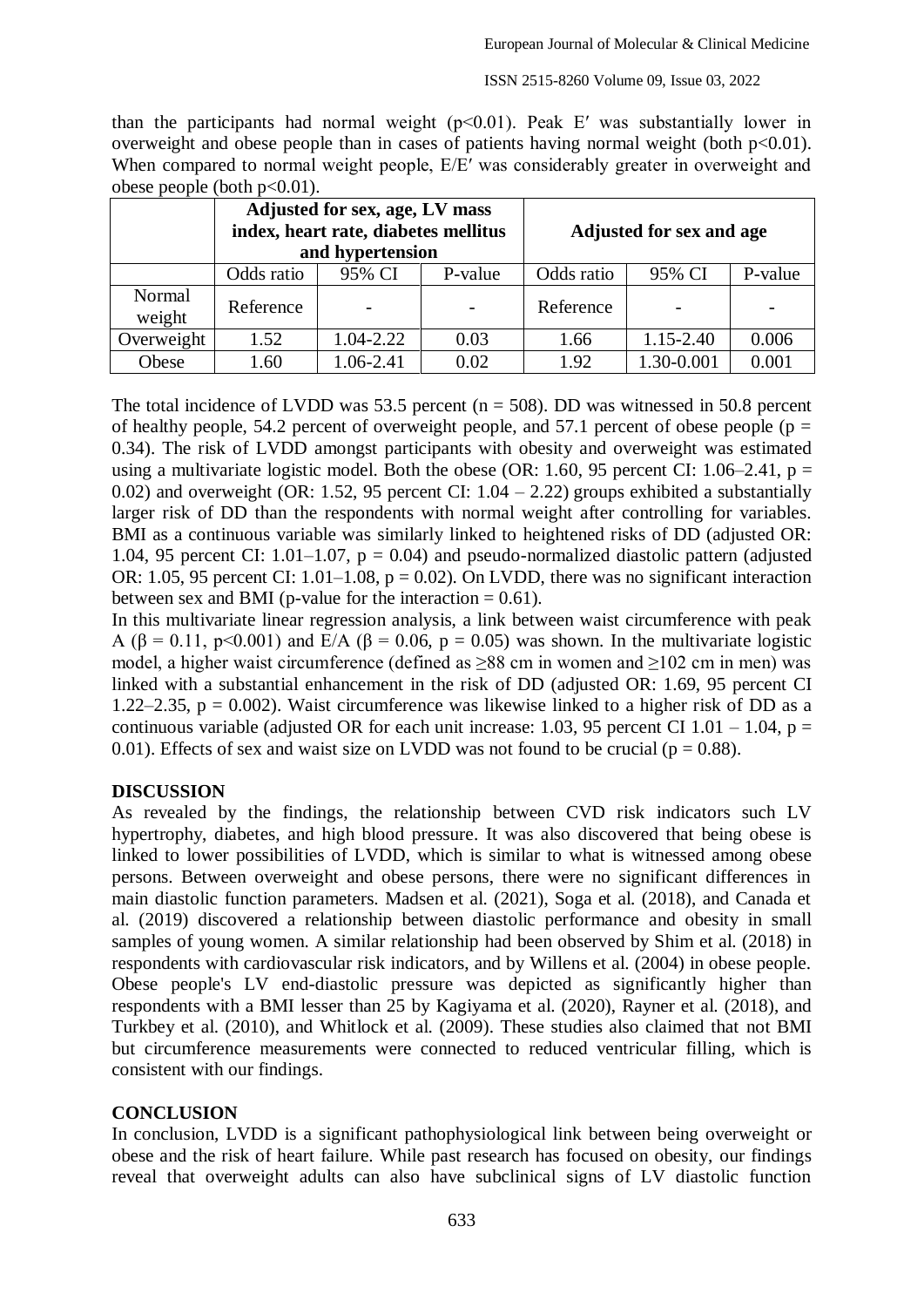than the participants had normal weight (p<0.01). Peak E′ was substantially lower in overweight and obese people than in cases of patients having normal weight (both p<0.01). When compared to normal weight people, E/E′ was considerably greater in overweight and obese people (both p<0.01).

| | Adjusted for sex, age, LV mass index, heart rate, diabetes mellitus and hypertension | | | Adjusted for sex and age | | |
|---|---|---|---|---|---|---|
| | Odds ratio | 95% CI | P-value | Odds ratio | 95% CI | P-value |
| Normal weight | Reference | - | - | Reference | - | - |
| Overweight | 1.52 | 1.04-2.22 | 0.03 | 1.66 | 1.15-2.40 | 0.006 |
| Obese | 1.60 | 1.06-2.41 | 0.02 | 1.92 | 1.30-0.001 | 0.001 |

The total incidence of LVDD was 53.5 percent (n = 508). DD was witnessed in 50.8 percent of healthy people, 54.2 percent of overweight people, and 57.1 percent of obese people (p = 0.34). The risk of LVDD amongst participants with obesity and overweight was estimated using a multivariate logistic model. Both the obese (OR: 1.60, 95 percent CI: 1.06–2.41, p = 0.02) and overweight (OR: 1.52, 95 percent CI: 1.04 – 2.22) groups exhibited a substantially larger risk of DD than the respondents with normal weight after controlling for variables. BMI as a continuous variable was similarly linked to heightened risks of DD (adjusted OR: 1.04, 95 percent CI: 1.01–1.07, p = 0.04) and pseudo-normalized diastolic pattern (adjusted OR: 1.05, 95 percent CI: 1.01–1.08, p = 0.02). On LVDD, there was no significant interaction between sex and BMI (p-value for the interaction = 0.61).

In this multivariate linear regression analysis, a link between waist circumference with peak A ($\beta = 0.11$, p<0.001) and E/A ($\beta = 0.06$, p = 0.05) was shown. In the multivariate logistic model, a higher waist circumference (defined as ≥88 cm in women and ≥102 cm in men) was linked with a substantial enhancement in the risk of DD (adjusted OR: 1.69, 95 percent CI 1.22–2.35, p = 0.002). Waist circumference was likewise linked to a higher risk of DD as a continuous variable (adjusted OR for each unit increase: 1.03, 95 percent CI 1.01 – 1.04, p = 0.01). Effects of sex and waist size on LVDD was not found to be crucial (p = 0.88).

## DISCUSSION

As revealed by the findings, the relationship between CVD risk indicators such LV hypertrophy, diabetes, and high blood pressure. It was also discovered that being obese is linked to lower possibilities of LVDD, which is similar to what is witnessed among obese persons. Between overweight and obese persons, there were no significant differences in main diastolic function parameters. Madsen et al. (2021), Soga et al. (2018), and Canada et al. (2019) discovered a relationship between diastolic performance and obesity in small samples of young women. A similar relationship had been observed by Shim et al. (2018) in respondents with cardiovascular risk indicators, and by Willens et al. (2004) in obese people. Obese people's LV end-diastolic pressure was depicted as significantly higher than respondents with a BMI lesser than 25 by Kagiyama et al. (2020), Rayner et al. (2018), and Turkbey et al. (2010), and Whitlock et al. (2009). These studies also claimed that not BMI but circumference measurements were connected to reduced ventricular filling, which is consistent with our findings.

## CONCLUSION

In conclusion, LVDD is a significant pathophysiological link between being overweight or obese and the risk of heart failure. While past research has focused on obesity, our findings reveal that overweight adults can also have subclinical signs of LV diastolic function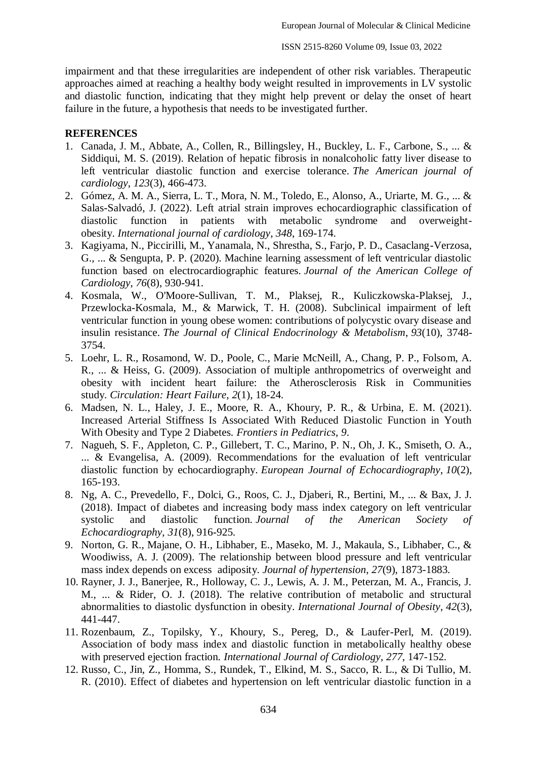impairment and that these irregularities are independent of other risk variables. Therapeutic approaches aimed at reaching a healthy body weight resulted in improvements in LV systolic and diastolic function, indicating that they might help prevent or delay the onset of heart failure in the future, a hypothesis that needs to be investigated further.

## REFERENCES

1. Canada, J. M., Abbate, A., Collen, R., Billingsley, H., Buckley, L. F., Carbone, S., ... & Siddiqui, M. S. (2019). Relation of hepatic fibrosis in nonalcoholic fatty liver disease to left ventricular diastolic function and exercise tolerance. *The American journal of cardiology*, *123*(3), 466-473.
2. Gómez, A. M. A., Sierra, L. T., Mora, N. M., Toledo, E., Alonso, A., Uriarte, M. G., ... & Salas-Salvadó, J. (2022). Left atrial strain improves echocardiographic classification of diastolic function in patients with metabolic syndrome and overweight-obesity. *International journal of cardiology*, *348*, 169-174.
3. Kagiyama, N., Piccirilli, M., Yanamala, N., Shrestha, S., Farjo, P. D., Casaclang-Verzosa, G., ... & Sengupta, P. P. (2020). Machine learning assessment of left ventricular diastolic function based on electrocardiographic features. *Journal of the American College of Cardiology*, *76*(8), 930-941.
4. Kosmala, W., O'Moore-Sullivan, T. M., Plaksej, R., Kuliczkowska-Plaksej, J., Przewlocka-Kosmala, M., & Marwick, T. H. (2008). Subclinical impairment of left ventricular function in young obese women: contributions of polycystic ovary disease and insulin resistance. *The Journal of Clinical Endocrinology & Metabolism*, *93*(10), 3748-3754.
5. Loehr, L. R., Rosamond, W. D., Poole, C., Marie McNeill, A., Chang, P. P., Folsom, A. R., ... & Heiss, G. (2009). Association of multiple anthropometrics of overweight and obesity with incident heart failure: the Atherosclerosis Risk in Communities study. *Circulation: Heart Failure*, *2*(1), 18-24.
6. Madsen, N. L., Haley, J. E., Moore, R. A., Khoury, P. R., & Urbina, E. M. (2021). Increased Arterial Stiffness Is Associated With Reduced Diastolic Function in Youth With Obesity and Type 2 Diabetes. *Frontiers in Pediatrics*, *9*.
7. Nagueh, S. F., Appleton, C. P., Gillebert, T. C., Marino, P. N., Oh, J. K., Smiseth, O. A., ... & Evangelisa, A. (2009). Recommendations for the evaluation of left ventricular diastolic function by echocardiography. *European Journal of Echocardiography*, *10*(2), 165-193.
8. Ng, A. C., Prevedello, F., Dolci, G., Roos, C. J., Djaberi, R., Bertini, M., ... & Bax, J. J. (2018). Impact of diabetes and increasing body mass index category on left ventricular systolic and diastolic function. *Journal of the American Society of Echocardiography*, *31*(8), 916-925.
9. Norton, G. R., Majane, O. H., Libhaber, E., Maseko, M. J., Makaula, S., Libhaber, C., & Woodiwiss, A. J. (2009). The relationship between blood pressure and left ventricular mass index depends on excess adiposity. *Journal of hypertension*, *27*(9), 1873-1883.
10. Rayner, J. J., Banerjee, R., Holloway, C. J., Lewis, A. J. M., Peterzan, M. A., Francis, J. M., ... & Rider, O. J. (2018). The relative contribution of metabolic and structural abnormalities to diastolic dysfunction in obesity. *International Journal of Obesity*, *42*(3), 441-447.
11. Rozenbaum, Z., Topilsky, Y., Khoury, S., Pereg, D., & Laufer-Perl, M. (2019). Association of body mass index and diastolic function in metabolically healthy obese with preserved ejection fraction. *International Journal of Cardiology*, *277*, 147-152.
12. Russo, C., Jin, Z., Homma, S., Rundek, T., Elkind, M. S., Sacco, R. L., & Di Tullio, M. R. (2010). Effect of diabetes and hypertension on left ventricular diastolic function in a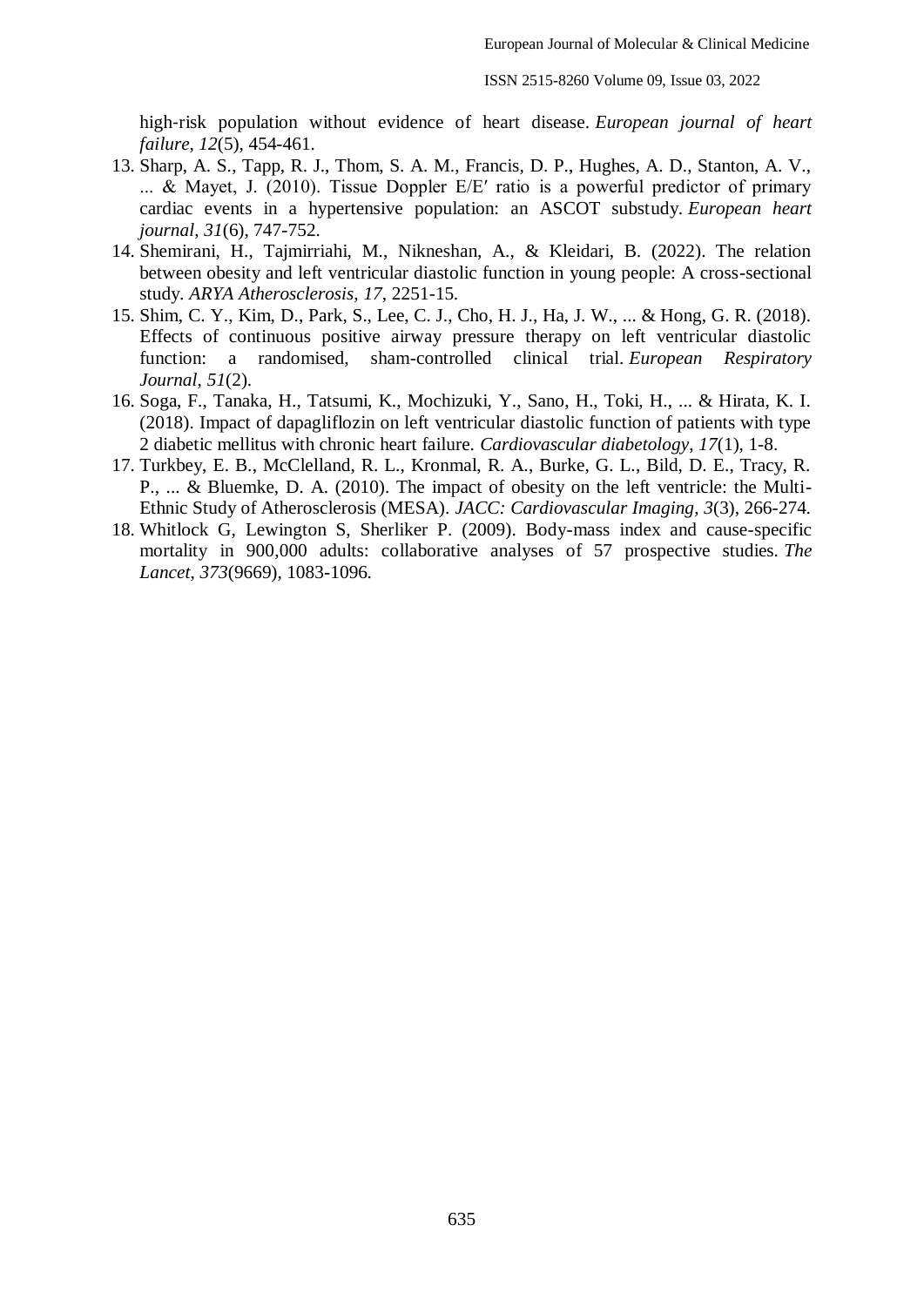high-risk population without evidence of heart disease. *European journal of heart failure*, *12*(5), 454-461.

13. Sharp, A. S., Tapp, R. J., Thom, S. A. M., Francis, D. P., Hughes, A. D., Stanton, A. V., ... & Mayet, J. (2010). Tissue Doppler E/E′ ratio is a powerful predictor of primary cardiac events in a hypertensive population: an ASCOT substudy. *European heart journal*, *31*(6), 747-752.
14. Shemirani, H., Tajmirriahi, M., Nikneshan, A., & Kleidari, B. (2022). The relation between obesity and left ventricular diastolic function in young people: A cross-sectional study. *ARYA Atherosclerosis*, *17*, 2251-15.
15. Shim, C. Y., Kim, D., Park, S., Lee, C. J., Cho, H. J., Ha, J. W., ... & Hong, G. R. (2018). Effects of continuous positive airway pressure therapy on left ventricular diastolic function: a randomised, sham-controlled clinical trial. *European Respiratory Journal*, *51*(2).
16. Soga, F., Tanaka, H., Tatsumi, K., Mochizuki, Y., Sano, H., Toki, H., ... & Hirata, K. I. (2018). Impact of dapagliflozin on left ventricular diastolic function of patients with type 2 diabetic mellitus with chronic heart failure. *Cardiovascular diabetology*, *17*(1), 1-8.
17. Turkbey, E. B., McClelland, R. L., Kronmal, R. A., Burke, G. L., Bild, D. E., Tracy, R. P., ... & Bluemke, D. A. (2010). The impact of obesity on the left ventricle: the Multi-Ethnic Study of Atherosclerosis (MESA). *JACC: Cardiovascular Imaging*, *3*(3), 266-274.
18. Whitlock G, Lewington S, Sherliker P. (2009). Body-mass index and cause-specific mortality in 900,000 adults: collaborative analyses of 57 prospective studies. *The Lancet*, *373*(9669), 1083-1096.